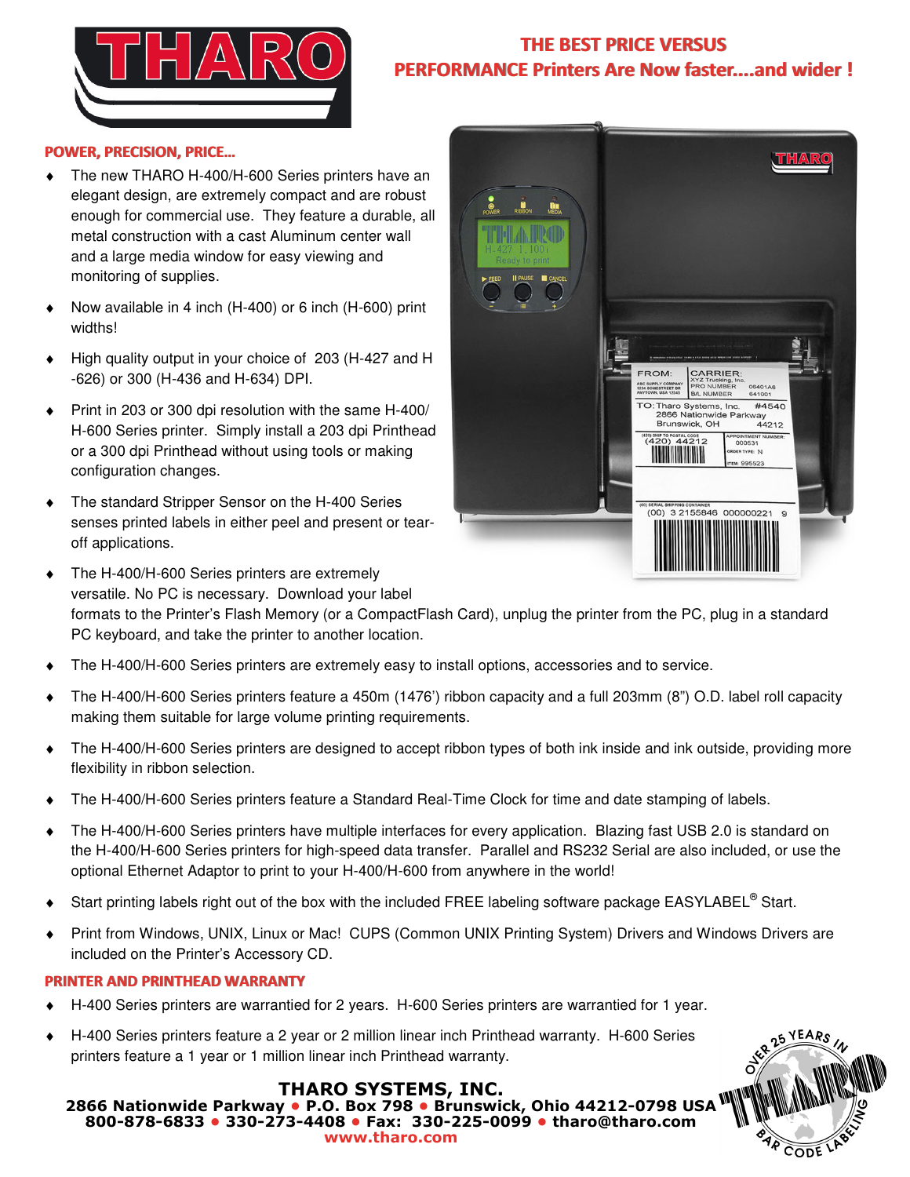# THARO

## THE BEST PRICE VERSUS PERFORMANCE Printers Are Now faster....and wider !

### POWER, PRECISION, PRICE...

- The new THARO H-400/H-600 Series printers have an elegant design, are extremely compact and are robust enough for commercial use. They feature a durable, all metal construction with a cast Aluminum center wall and a large media window for easy viewing and monitoring of supplies.
- Now available in 4 inch (H-400) or 6 inch (H-600) print widths!
- High quality output in your choice of 203 (H-427 and H-626) or 300 (H-436 and H-634) DPI.
- Print in 203 or 300 dpi resolution with the same H-400/ H-600 Series printer. Simply install a 203 dpi Printhead or a 300 dpi Printhead without using tools or making configuration changes.
- The standard Stripper Sensor on the H-400 Series senses printed labels in either peel and present or tear-off applications.
- The H-400/H-600 Series printers are extremely versatile. No PC is necessary. Download your label formats to the Printer's Flash Memory (or a CompactFlash Card), unplug the printer from the PC, plug in a standard PC keyboard, and take the printer to another location.
- The H-400/H-600 Series printers are extremely easy to install options, accessories and to service.
- The H-400/H-600 Series printers feature a 450m (1476') ribbon capacity and a full 203mm (8") O.D. label roll capacity making them suitable for large volume printing requirements.
- The H-400/H-600 Series printers are designed to accept ribbon types of both ink inside and ink outside, providing more flexibility in ribbon selection.
- The H-400/H-600 Series printers feature a Standard Real-Time Clock for time and date stamping of labels.
- The H-400/H-600 Series printers have multiple interfaces for every application. Blazing fast USB 2.0 is standard on the H-400/H-600 Series printers for high-speed data transfer. Parallel and RS232 Serial are also included, or use the optional Ethernet Adaptor to print to your H-400/H-600 from anywhere in the world!
- Start printing labels right out of the box with the included FREE labeling software package EASYLABEL® Start.
- Print from Windows, UNIX, Linux or Mac! CUPS (Common UNIX Printing System) Drivers and Windows Drivers are included on the Printer's Accessory CD.

### PRINTER AND PRINTHEAD WARRANTY

- H-400 Series printers are warrantied for 2 years. H-600 Series printers are warrantied for 1 year.
- H-400 Series printers feature a 2 year or 2 million linear inch Printhead warranty. H-600 Series printers feature a 1 year or 1 million linear inch Printhead warranty.

**THARO SYSTEMS, INC.**
**2866 Nationwide Parkway • P.O. Box 798 • Brunswick, Ohio 44212-0798 USA**
**800-878-6833 • 330-273-4408 • Fax: 330-225-0099 • tharo@tharo.com**
**www.tharo.com**

OVER 25 YEARS IN BAR CODE LABELING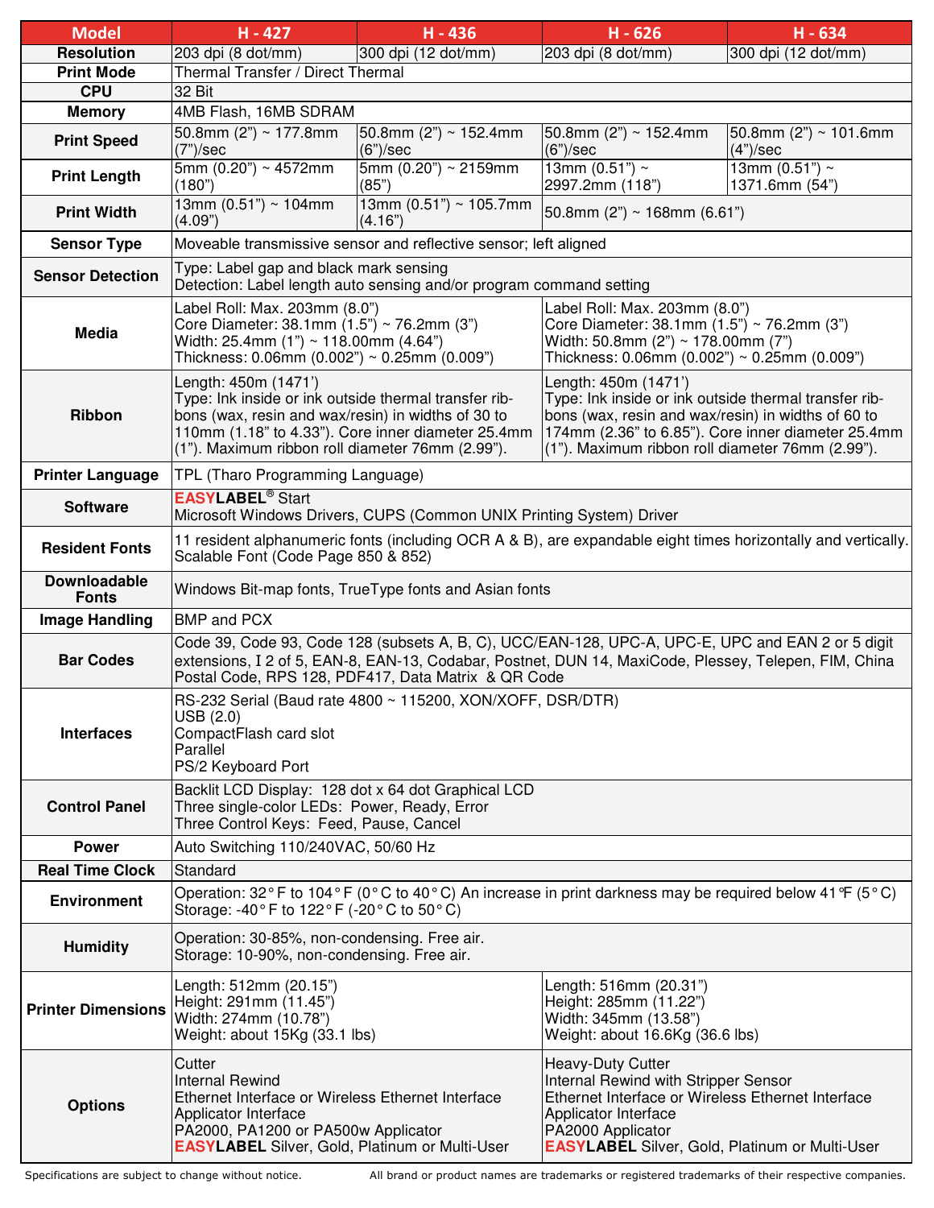| Model | H - 427 | H - 436 | H - 626 | H - 634 |
|---|---|---|---|---|
| Resolution | 203 dpi (8 dot/mm) | 300 dpi (12 dot/mm) | 203 dpi (8 dot/mm) | 300 dpi (12 dot/mm) |
| Print Mode | Thermal Transfer / Direct Thermal | | | |
| CPU | 32 Bit | | | |
| Memory | 4MB Flash, 16MB SDRAM | | | |
| Print Speed | 50.8mm (2”) ~ 177.8mm (7”)/sec | 50.8mm (2”) ~ 152.4mm (6”)/sec | 50.8mm (2”) ~ 152.4mm (6”)/sec | 50.8mm (2”) ~ 101.6mm (4”)/sec |
| Print Length | 5mm (0.20”) ~ 4572mm (180”) | 5mm (0.20”) ~ 2159mm (85”) | 13mm (0.51”) ~ 2997.2mm (118”) | 13mm (0.51”) ~ 1371.6mm (54”) |
| Print Width | 13mm (0.51”) ~ 104mm (4.09”) | 13mm (0.51”) ~ 105.7mm (4.16”) | 50.8mm (2”) ~ 168mm (6.61”) | |
| Sensor Type | Moveable transmissive sensor and reflective sensor; left aligned | | | |
| Sensor Detection | Type: Label gap and black mark sensing<br>Detection: Label length auto sensing and/or program command setting | | | |
| Media | Label Roll: Max. 203mm (8.0”)<br>Core Diameter: 38.1mm (1.5”) ~ 76.2mm (3”)<br>Width: 25.4mm (1”) ~ 118.00mm (4.64”)<br>Thickness: 0.06mm (0.002”) ~ 0.25mm (0.009”) | | Label Roll: Max. 203mm (8.0”)<br>Core Diameter: 38.1mm (1.5”) ~ 76.2mm (3”)<br>Width: 50.8mm (2”) ~ 178.00mm (7”)<br>Thickness: 0.06mm (0.002”) ~ 0.25mm (0.009”) | |
| Ribbon | Length: 450m (1471’)<br>Type: Ink inside or ink outside thermal transfer ribbons (wax, resin and wax/resin) in widths of 30 to 110mm (1.18” to 4.33”). Core inner diameter 25.4mm (1”). Maximum ribbon roll diameter 76mm (2.99”). | | Length: 450m (1471’)<br>Type: Ink inside or ink outside thermal transfer ribbons (wax, resin and wax/resin) in widths of 60 to 174mm (2.36” to 6.85”). Core inner diameter 25.4mm (1”). Maximum ribbon roll diameter 76mm (2.99”). | |
| Printer Language | TPL (Tharo Programming Language) | | | |
| Software | **EASYLABEL**® Start<br>Microsoft Windows Drivers, CUPS (Common UNIX Printing System) Driver | | | |
| Resident Fonts | 11 resident alphanumeric fonts (including OCR A & B), are expandable eight times horizontally and vertically.<br>Scalable Font (Code Page 850 & 852) | | | |
| Downloadable Fonts | Windows Bit-map fonts, TrueType fonts and Asian fonts | | | |
| Image Handling | BMP and PCX | | | |
| Bar Codes | Code 39, Code 93, Code 128 (subsets A, B, C), UCC/EAN-128, UPC-A, UPC-E, UPC and EAN 2 or 5 digit extensions, I 2 of 5, EAN-8, EAN-13, Codabar, Postnet, DUN 14, MaxiCode, Plessey, Telepen, FIM, China Postal Code, RPS 128, PDF417, Data Matrix & QR Code | | | |
| Interfaces | RS-232 Serial (Baud rate 4800 ~ 115200, XON/XOFF, DSR/DTR)<br>USB (2.0)<br>CompactFlash card slot<br>Parallel<br>PS/2 Keyboard Port | | | |
| Control Panel | Backlit LCD Display: 128 dot x 64 dot Graphical LCD<br>Three single-color LEDs: Power, Ready, Error<br>Three Control Keys: Feed, Pause, Cancel | | | |
| Power | Auto Switching 110/240VAC, 50/60 Hz | | | |
| Real Time Clock | Standard | | | |
| Environment | Operation: 32°F to 104°F (0°C to 40°C) An increase in print darkness may be required below 41℉ (5°C)<br>Storage: -40°F to 122°F (-20°C to 50°C) | | | |
| Humidity | Operation: 30-85%, non-condensing. Free air.<br>Storage: 10-90%, non-condensing. Free air. | | | |
| Printer Dimensions | Length: 512mm (20.15”)<br>Height: 291mm (11.45”)<br>Width: 274mm (10.78”)<br>Weight: about 15Kg (33.1 lbs) | | Length: 516mm (20.31”)<br>Height: 285mm (11.22”)<br>Width: 345mm (13.58”)<br>Weight: about 16.6Kg (36.6 lbs) | |
| Options | Cutter<br>Internal Rewind<br>Ethernet Interface or Wireless Ethernet Interface<br>Applicator Interface<br>PA2000, PA1200 or PA500w Applicator<br>**EASYLABEL** Silver, Gold, Platinum or Multi-User | | Heavy-Duty Cutter<br>Internal Rewind with Stripper Sensor<br>Ethernet Interface or Wireless Ethernet Interface<br>Applicator Interface<br>PA2000 Applicator<br>**EASYLABEL** Silver, Gold, Platinum or Multi-User | |

Specifications are subject to change without notice. All brand or product names are trademarks or registered trademarks of their respective companies.